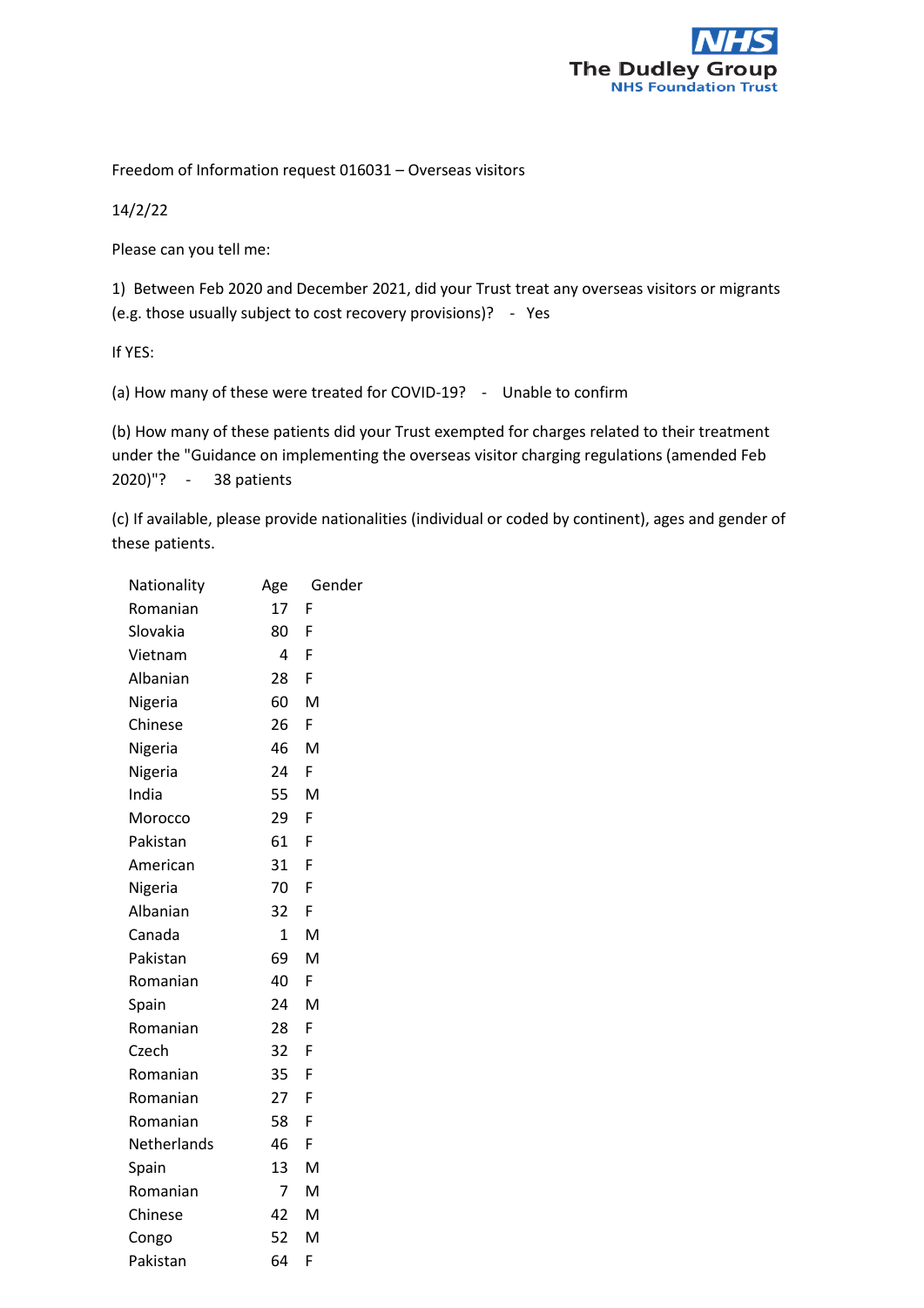Freedom of Information request 016031 – Overseas visitors

14/2/22

Please can you tell me:

1) Between Feb 2020 and December 2021, did your Trust treat any overseas visitors or migrants (e.g. those usually subject to cost recovery provisions)? - Yes

If YES:

(a) How many of these were treated for COVID-19? - Unable to confirm

(b) How many of these patients did your Trust exempted for charges related to their treatment under the "Guidance on implementing the overseas visitor charging regulations (amended Feb 2020)"? - 38 patients

(c) If available, please provide nationalities (individual or coded by continent), ages and gender of these patients.

| Nationality | Age | Gender |
|---|---|---|
| Romanian | 17 | F |
| Slovakia | 80 | F |
| Vietnam | 4 | F |
| Albanian | 28 | F |
| Nigeria | 60 | M |
| Chinese | 26 | F |
| Nigeria | 46 | M |
| Nigeria | 24 | F |
| India | 55 | M |
| Morocco | 29 | F |
| Pakistan | 61 | F |
| American | 31 | F |
| Nigeria | 70 | F |
| Albanian | 32 | F |
| Canada | 1 | M |
| Pakistan | 69 | M |
| Romanian | 40 | F |
| Spain | 24 | M |
| Romanian | 28 | F |
| Czech | 32 | F |
| Romanian | 35 | F |
| Romanian | 27 | F |
| Romanian | 58 | F |
| Netherlands | 46 | F |
| Spain | 13 | M |
| Romanian | 7 | M |
| Chinese | 42 | M |
| Congo | 52 | M |
| Pakistan | 64 | F |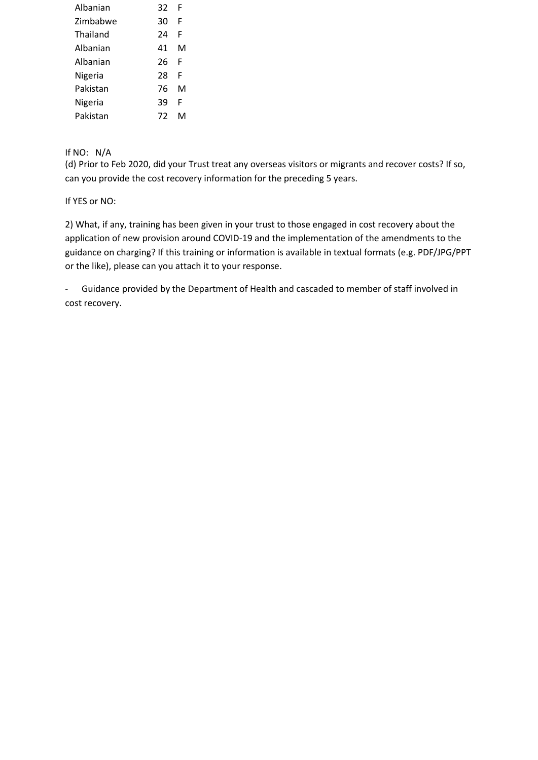| | | |
|---|---|---|
| Albanian | 32 | F |
| Zimbabwe | 30 | F |
| Thailand | 24 | F |
| Albanian | 41 | M |
| Albanian | 26 | F |
| Nigeria | 28 | F |
| Pakistan | 76 | M |
| Nigeria | 39 | F |
| Pakistan | 72 | M |

If NO: N/A

(d) Prior to Feb 2020, did your Trust treat any overseas visitors or migrants and recover costs? If so, can you provide the cost recovery information for the preceding 5 years.

If YES or NO:

2) What, if any, training has been given in your trust to those engaged in cost recovery about the application of new provision around COVID-19 and the implementation of the amendments to the guidance on charging? If this training or information is available in textual formats (e.g. PDF/JPG/PPT or the like), please can you attach it to your response.

- Guidance provided by the Department of Health and cascaded to member of staff involved in cost recovery.